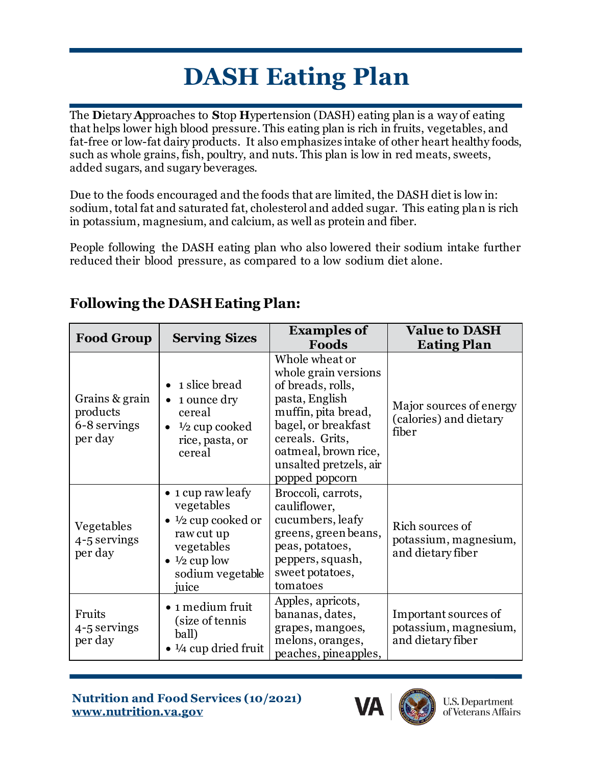# DASH Eating Plan

The **D**ietary **A**pproaches to **S**top **H**ypertension (DASH) eating plan is a way of eating that helps lower high blood pressure. This eating plan is rich in fruits, vegetables, and fat-free or low-fat dairy products. It also emphasizes intake of other heart healthy foods, such as whole grains, fish, poultry, and nuts. This plan is low in red meats, sweets, added sugars, and sugary beverages.

Due to the foods encouraged and the foods that are limited, the DASH diet is low in: sodium, total fat and saturated fat, cholesterol and added sugar. This eating plan is rich in potassium, magnesium, and calcium, as well as protein and fiber.

People following the DASH eating plan who also lowered their sodium intake further reduced their blood pressure, as compared to a low sodium diet alone.

## Following the DASH Eating Plan:

| Food Group | Serving Sizes | Examples of Foods | Value to DASH Eating Plan |
|---|---|---|---|
| Grains & grain products 6-8 servings per day | • 1 slice bread<br>• 1 ounce dry cereal<br>• ½ cup cooked rice, pasta, or cereal | Whole wheat or whole grain versions of breads, rolls, pasta, English muffin, pita bread, bagel, or breakfast cereals. Grits, oatmeal, brown rice, unsalted pretzels, air popped popcorn | Major sources of energy (calories) and dietary fiber |
| Vegetables 4-5 servings per day | • 1 cup raw leafy vegetables<br>• ½ cup cooked or raw cut up vegetables<br>• ½ cup low sodium vegetable juice | Broccoli, carrots, cauliflower, cucumbers, leafy greens, green beans, peas, potatoes, peppers, squash, sweet potatoes, tomatoes | Rich sources of potassium, magnesium, and dietary fiber |
| Fruits 4-5 servings per day | • 1 medium fruit (size of tennis ball)<br>• ¼ cup dried fruit | Apples, apricots, bananas, dates, grapes, mangoes, melons, oranges, peaches, pineapples, | Important sources of potassium, magnesium, and dietary fiber |

**Nutrition and Food Services (10/2021)**
**www.nutrition.va.gov**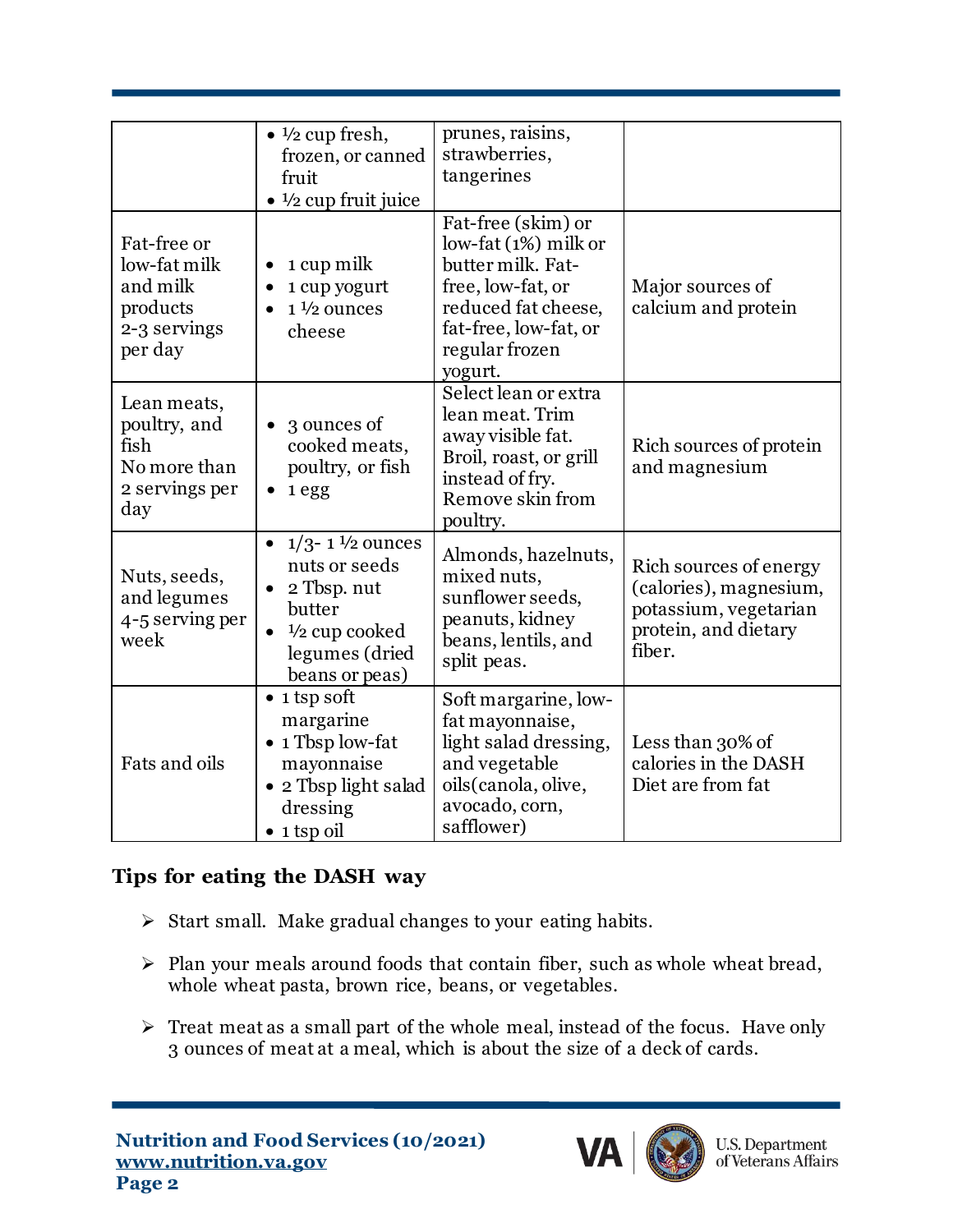| | | | |
|---|---|---|---|
| | • ½ cup fresh, frozen, or canned fruit<br>• ½ cup fruit juice | prunes, raisins, strawberries, tangerines | |
| Fat-free or low-fat milk and milk products 2-3 servings per day | • 1 cup milk<br>• 1 cup yogurt<br>• 1 ½ ounces cheese | Fat-free (skim) or low-fat (1%) milk or butter milk. Fat-free, low-fat, or reduced fat cheese, fat-free, low-fat, or regular frozen yogurt. | Major sources of calcium and protein |
| Lean meats, poultry, and fish No more than 2 servings per day | • 3 ounces of cooked meats, poultry, or fish<br>• 1 egg | Select lean or extra lean meat. Trim away visible fat. Broil, roast, or grill instead of fry. Remove skin from poultry. | Rich sources of protein and magnesium |
| Nuts, seeds, and legumes 4-5 serving per week | • 1/3- 1 ½ ounces nuts or seeds<br>• 2 Tbsp. nut butter<br>• ½ cup cooked legumes (dried beans or peas) | Almonds, hazelnuts, mixed nuts, sunflower seeds, peanuts, kidney beans, lentils, and split peas. | Rich sources of energy (calories), magnesium, potassium, vegetarian protein, and dietary fiber. |
| Fats and oils | • 1 tsp soft margarine<br>• 1 Tbsp low-fat mayonnaise<br>• 2 Tbsp light salad dressing<br>• 1 tsp oil | Soft margarine, low-fat mayonnaise, light salad dressing, and vegetable oils(canola, olive, avocado, corn, safflower) | Less than 30% of calories in the DASH Diet are from fat |

## Tips for eating the DASH way

- Start small. Make gradual changes to your eating habits.
- Plan your meals around foods that contain fiber, such as whole wheat bread, whole wheat pasta, brown rice, beans, or vegetables.
- Treat meat as a small part of the whole meal, instead of the focus. Have only 3 ounces of meat at a meal, which is about the size of a deck of cards.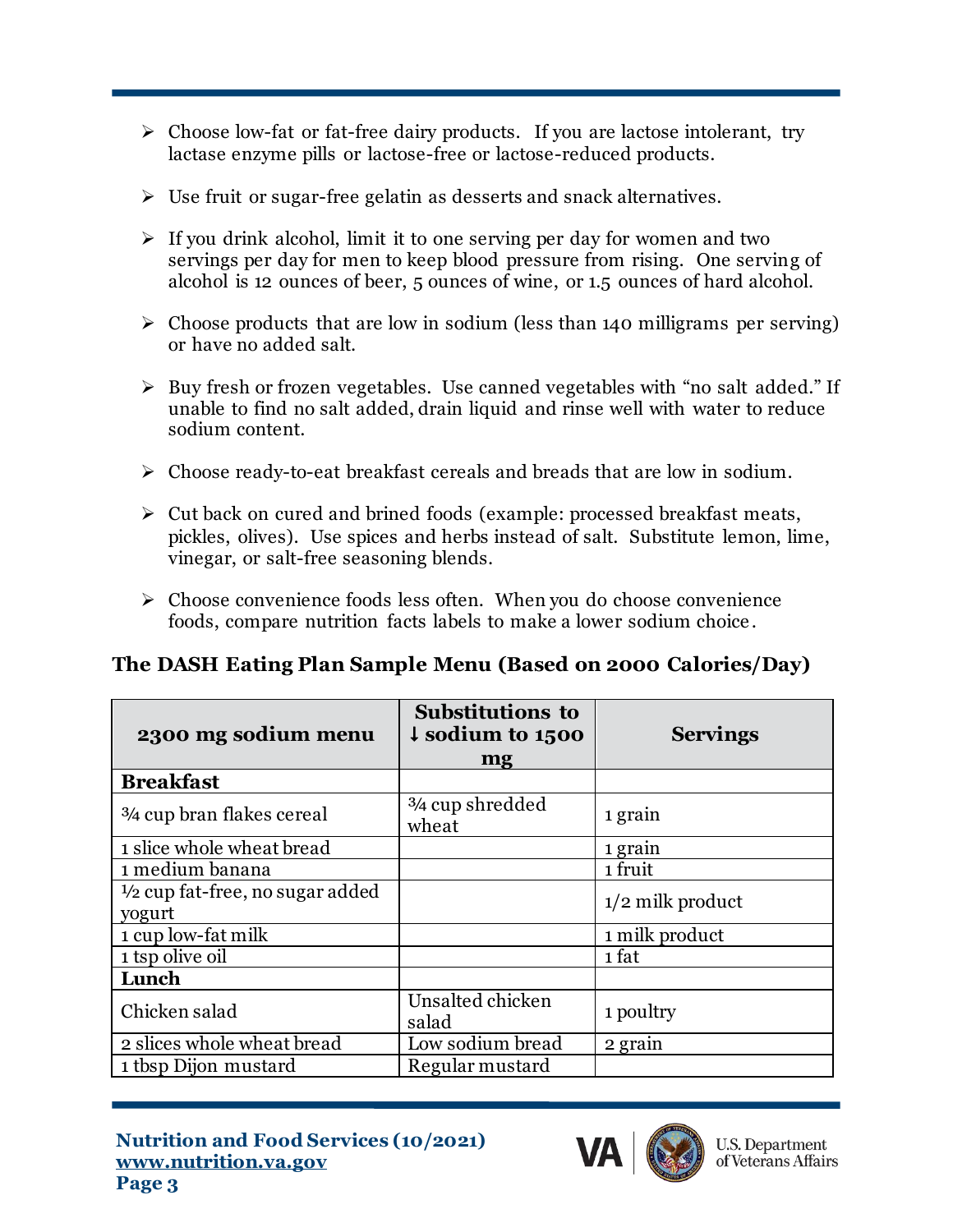- Choose low-fat or fat-free dairy products. If you are lactose intolerant, try lactase enzyme pills or lactose-free or lactose-reduced products.
- Use fruit or sugar-free gelatin as desserts and snack alternatives.
- If you drink alcohol, limit it to one serving per day for women and two servings per day for men to keep blood pressure from rising. One serving of alcohol is 12 ounces of beer, 5 ounces of wine, or 1.5 ounces of hard alcohol.
- Choose products that are low in sodium (less than 140 milligrams per serving) or have no added salt.
- Buy fresh or frozen vegetables. Use canned vegetables with "no salt added." If unable to find no salt added, drain liquid and rinse well with water to reduce sodium content.
- Choose ready-to-eat breakfast cereals and breads that are low in sodium.
- Cut back on cured and brined foods (example: processed breakfast meats, pickles, olives). Use spices and herbs instead of salt. Substitute lemon, lime, vinegar, or salt-free seasoning blends.
- Choose convenience foods less often. When you do choose convenience foods, compare nutrition facts labels to make a lower sodium choice.

### The DASH Eating Plan Sample Menu (Based on 2000 Calories/Day)

| 2300 mg sodium menu | Substitutions to ↓ sodium to 1500 mg | Servings |
|---|---|---|
| **Breakfast** | | |
| ¾ cup bran flakes cereal | ¾ cup shredded wheat | 1 grain |
| 1 slice whole wheat bread | | 1 grain |
| 1 medium banana | | 1 fruit |
| ½ cup fat-free, no sugar added yogurt | | 1/2 milk product |
| 1 cup low-fat milk | | 1 milk product |
| 1 tsp olive oil | | 1 fat |
| **Lunch** | | |
| Chicken salad | Unsalted chicken salad | 1 poultry |
| 2 slices whole wheat bread | Low sodium bread | 2 grain |
| 1 tbsp Dijon mustard | Regular mustard | |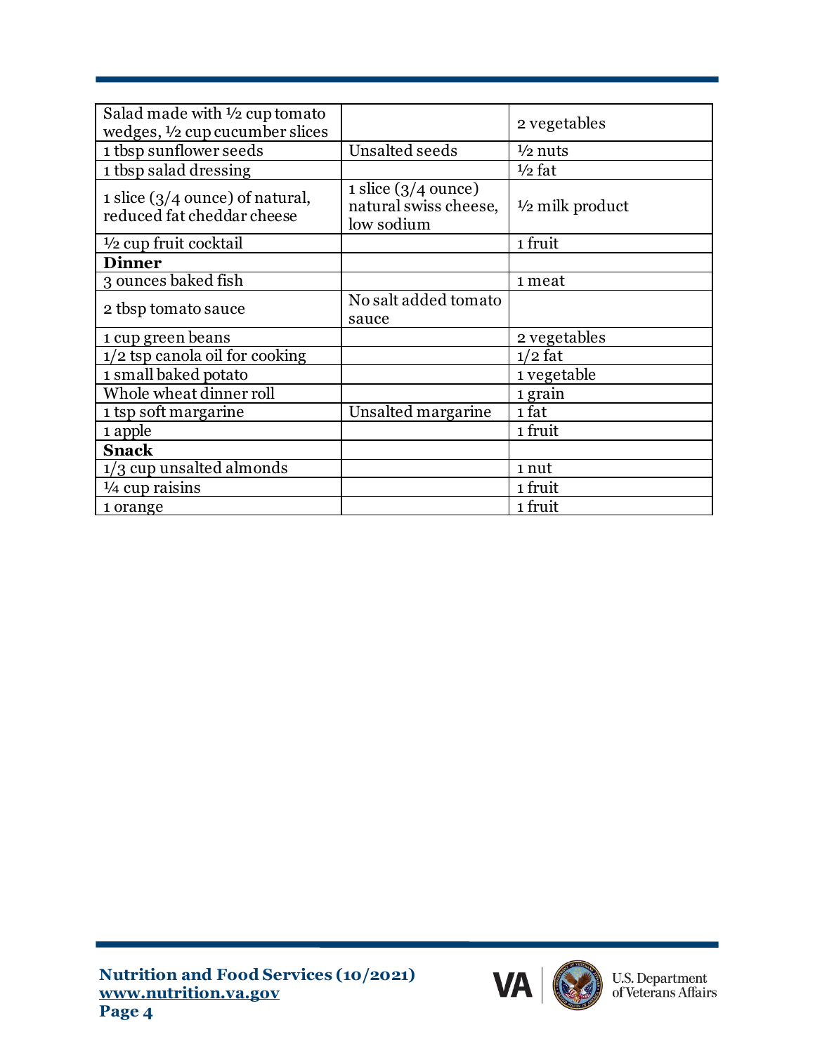| | | |
|---|---|---|
| Salad made with ½ cup tomato wedges, ½ cup cucumber slices | | 2 vegetables |
| 1 tbsp sunflower seeds | Unsalted seeds | ½ nuts |
| 1 tbsp salad dressing | | ½ fat |
| 1 slice (3/4 ounce) of natural, reduced fat cheddar cheese | 1 slice (3/4 ounce) natural swiss cheese, low sodium | ½ milk product |
| ½ cup fruit cocktail | | 1 fruit |
| **Dinner** | | |
| 3 ounces baked fish | | 1 meat |
| 2 tbsp tomato sauce | No salt added tomato sauce | |
| 1 cup green beans | | 2 vegetables |
| 1/2 tsp canola oil for cooking | | 1/2 fat |
| 1 small baked potato | | 1 vegetable |
| Whole wheat dinner roll | | 1 grain |
| 1 tsp soft margarine | Unsalted margarine | 1 fat |
| 1 apple | | 1 fruit |
| **Snack** | | |
| 1/3 cup unsalted almonds | | 1 nut |
| ¼ cup raisins | | 1 fruit |
| 1 orange | | 1 fruit |

**Nutrition and Food Services (10/2021)**
**www.nutrition.va.gov**